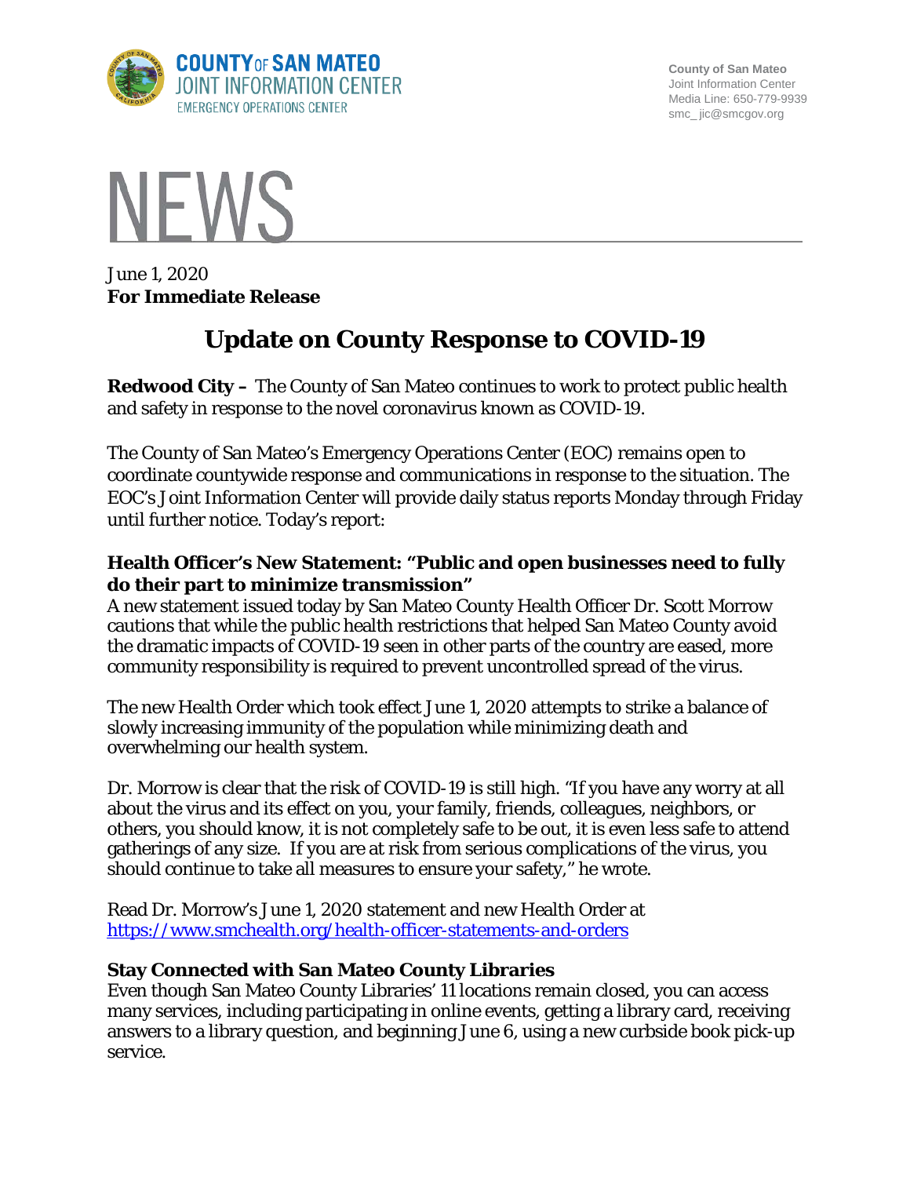**COUNTY OF SAN MATEO**
**JOINT INFORMATION CENTER**
EMERGENCY OPERATIONS CENTER

County of San Mateo
Joint Information Center
Media Line: 650-779-9939
smc_ jic@smcgov.org

# NEWS

June 1, 2020
**For Immediate Release**

# Update on County Response to COVID-19

**Redwood City –** The County of San Mateo continues to work to protect public health and safety in response to the novel coronavirus known as COVID-19.

The County of San Mateo's Emergency Operations Center (EOC) remains open to coordinate countywide response and communications in response to the situation. The EOC's Joint Information Center will provide daily status reports Monday through Friday until further notice. Today's report:

### Health Officer's New Statement: "Public and open businesses need to fully do their part to minimize transmission"

A new statement issued today by San Mateo County Health Officer Dr. Scott Morrow cautions that while the public health restrictions that helped San Mateo County avoid the dramatic impacts of COVID-19 seen in other parts of the country are eased, more community responsibility is required to prevent uncontrolled spread of the virus.

The new Health Order which took effect June 1, 2020 attempts to strike a balance of slowly increasing immunity of the population while minimizing death and overwhelming our health system.

Dr. Morrow is clear that the risk of COVID-19 is still high. "If you have any worry at all about the virus and its effect on you, your family, friends, colleagues, neighbors, or others, you should know, it is not completely safe to be out, it is even less safe to attend gatherings of any size. If you are at risk from serious complications of the virus, you should continue to take all measures to ensure your safety," he wrote.

Read Dr. Morrow's June 1, 2020 statement and new Health Order at https://www.smchealth.org/health-officer-statements-and-orders

### Stay Connected with San Mateo County Libraries

Even though San Mateo County Libraries' 11 locations remain closed, you can access many services, including participating in online events, getting a library card, receiving answers to a library question, and beginning June 6, using a new curbside book pick-up service.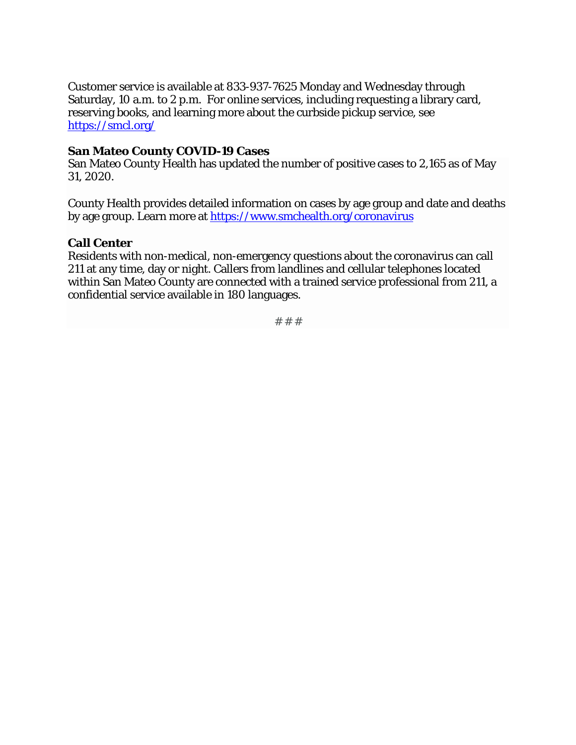Customer service is available at 833-937-7625 Monday and Wednesday through Saturday, 10 a.m. to 2 p.m. For online services, including requesting a library card, reserving books, and learning more about the curbside pickup service, see https://smcl.org/

**San Mateo County COVID-19 Cases**

San Mateo County Health has updated the number of positive cases to 2,165 as of May 31, 2020.

County Health provides detailed information on cases by age group and date and deaths by age group. Learn more at https://www.smchealth.org/coronavirus

**Call Center**

Residents with non-medical, non-emergency questions about the coronavirus can call 211 at any time, day or night. Callers from landlines and cellular telephones located within San Mateo County are connected with a trained service professional from 211, a confidential service available in 180 languages.

# # #